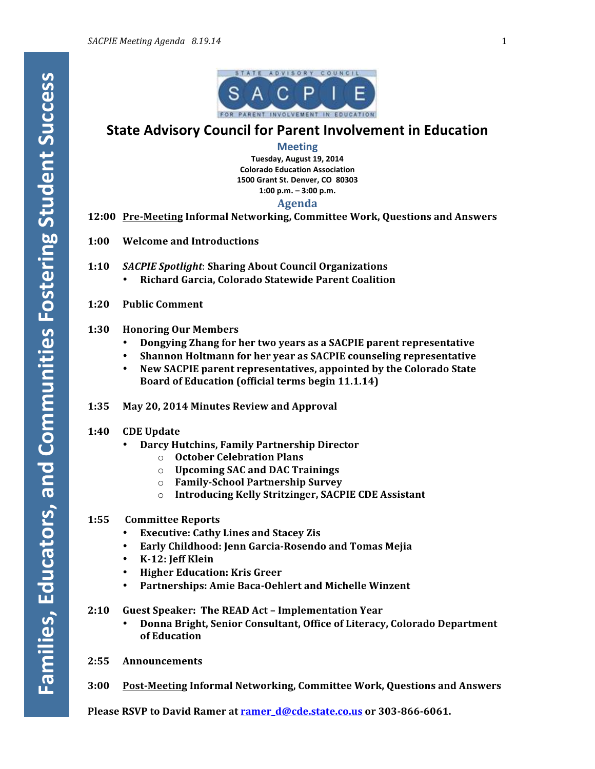STATE ADVISORY COUNCIL

SACPIE

FOR PARENT INVOLVEMENT IN EDUCATION

# State Advisory Council for Parent Involvement in Education

## Meeting

**Tuesday, August 19, 2014**
**Colorado Education Association**
**1500 Grant St. Denver, CO 80303**
**1:00 p.m. – 3:00 p.m.**

## Agenda

**12:00** **<u>Pre-Meeting</u> Informal Networking, Committee Work, Questions and Answers**

**1:00** **Welcome and Introductions**

**1:10** ***SACPIE Spotlight*: Sharing About Council Organizations**
- **Richard Garcia, Colorado Statewide Parent Coalition**

**1:20** **Public Comment**

**1:30** **Honoring Our Members**
- **Dongying Zhang for her two years as a SACPIE parent representative**
- **Shannon Holtmann for her year as SACPIE counseling representative**
- **New SACPIE parent representatives, appointed by the Colorado State Board of Education (official terms begin 11.1.14)**

**1:35** **May 20, 2014 Minutes Review and Approval**

**1:40** **CDE Update**
- **Darcy Hutchins, Family Partnership Director**
    - **October Celebration Plans**
    - **Upcoming SAC and DAC Trainings**
    - **Family-School Partnership Survey**
    - **Introducing Kelly Stritzinger, SACPIE CDE Assistant**

**1:55** **Committee Reports**
- **Executive: Cathy Lines and Stacey Zis**
- **Early Childhood: Jenn Garcia-Rosendo and Tomas Mejia**
- **K-12: Jeff Klein**
- **Higher Education: Kris Greer**
- **Partnerships: Amie Baca-Oehlert and Michelle Winzent**

**2:10** **Guest Speaker: The READ Act – Implementation Year**
- **Donna Bright, Senior Consultant, Office of Literacy, Colorado Department of Education**

**2:55** **Announcements**

**3:00** **<u>Post-Meeting</u> Informal Networking, Committee Work, Questions and Answers**

**Please RSVP to David Ramer at ramer_d@cde.state.co.us or 303-866-6061.**

**Families, Educators, and Communities Fostering Student Success**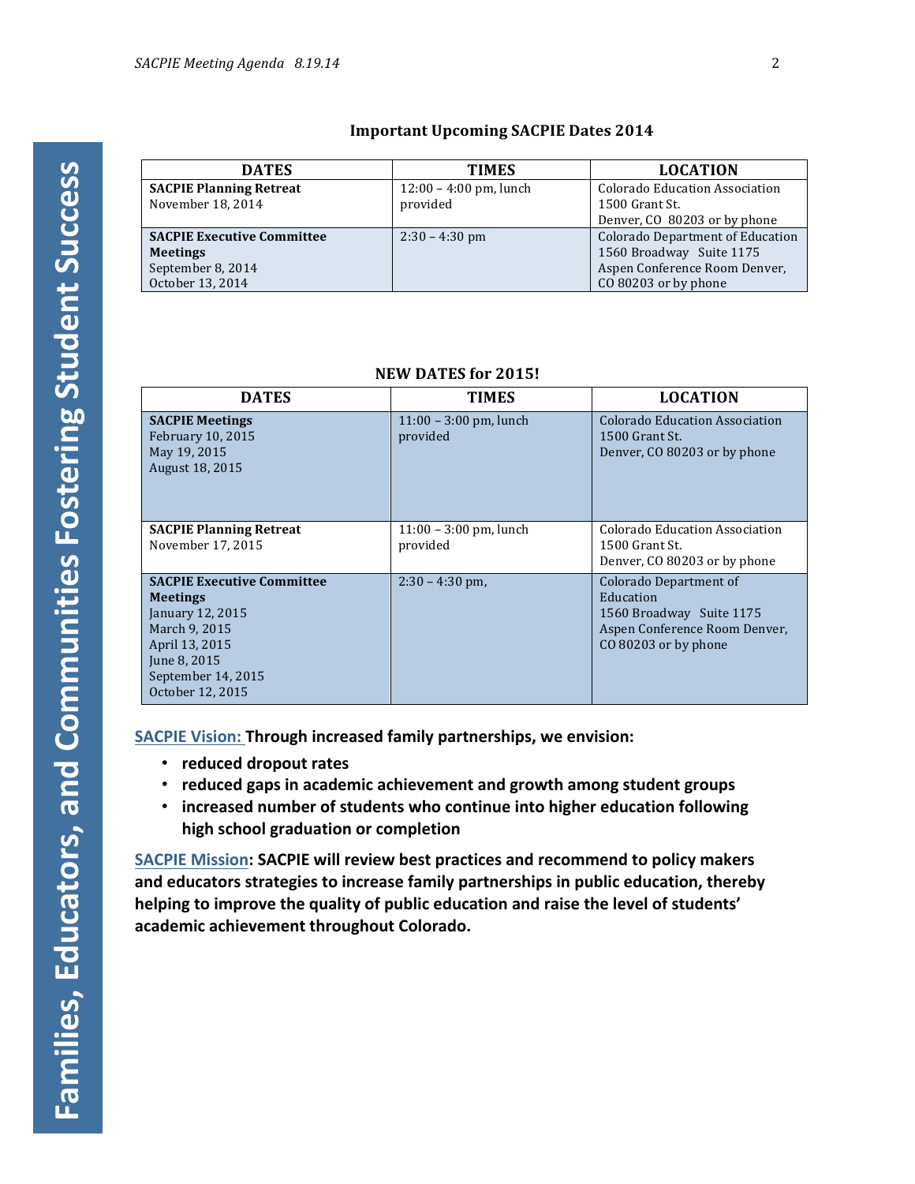### Important Upcoming SACPIE Dates 2014

| DATES | TIMES | LOCATION |
| --- | --- | --- |
| **SACPIE Planning Retreat** November 18, 2014 | 12:00 – 4:00 pm, lunch provided | Colorado Education Association 1500 Grant St. Denver, CO 80203 or by phone |
| **SACPIE Executive Committee Meetings** September 8, 2014 October 13, 2014 | 2:30 – 4:30 pm | Colorado Department of Education 1560 Broadway Suite 1175 Aspen Conference Room Denver, CO 80203 or by phone |

### NEW DATES for 2015!

| DATES | TIMES | LOCATION |
| --- | --- | --- |
| **SACPIE Meetings** February 10, 2015 May 19, 2015 August 18, 2015 | 11:00 – 3:00 pm, lunch provided | Colorado Education Association 1500 Grant St. Denver, CO 80203 or by phone |
| **SACPIE Planning Retreat** November 17, 2015 | 11:00 – 3:00 pm, lunch provided | Colorado Education Association 1500 Grant St. Denver, CO 80203 or by phone |
| **SACPIE Executive Committee Meetings** January 12, 2015 March 9, 2015 April 13, 2015 June 8, 2015 September 14, 2015 October 12, 2015 | 2:30 – 4:30 pm, | Colorado Department of Education 1560 Broadway Suite 1175 Aspen Conference Room Denver, CO 80203 or by phone |

**SACPIE Vision: Through increased family partnerships, we envision:**

- **reduced dropout rates**
- **reduced gaps in academic achievement and growth among student groups**
- **increased number of students who continue into higher education following high school graduation or completion**

**SACPIE Mission: SACPIE will review best practices and recommend to policy makers and educators strategies to increase family partnerships in public education, thereby helping to improve the quality of public education and raise the level of students' academic achievement throughout Colorado.**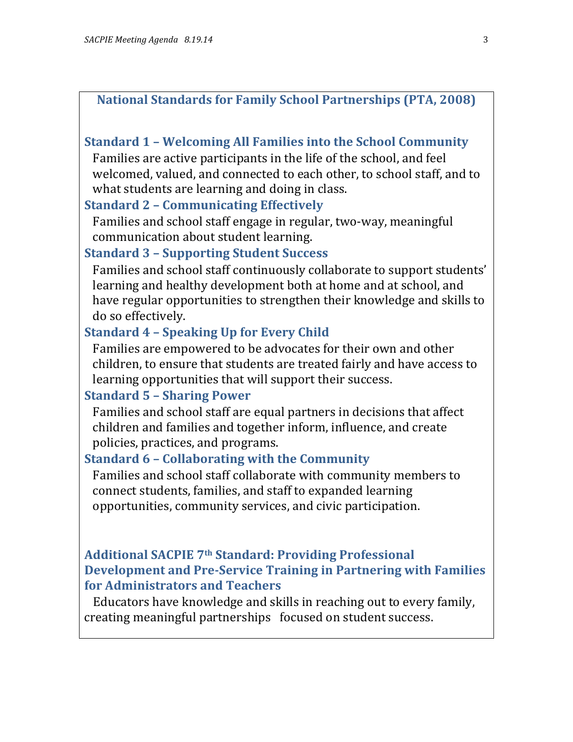## National Standards for Family School Partnerships (PTA, 2008)

### Standard 1 – Welcoming All Families into the School Community

Families are active participants in the life of the school, and feel welcomed, valued, and connected to each other, to school staff, and to what students are learning and doing in class.

### Standard 2 – Communicating Effectively

Families and school staff engage in regular, two-way, meaningful communication about student learning.

### Standard 3 – Supporting Student Success

Families and school staff continuously collaborate to support students' learning and healthy development both at home and at school, and have regular opportunities to strengthen their knowledge and skills to do so effectively.

### Standard 4 – Speaking Up for Every Child

Families are empowered to be advocates for their own and other children, to ensure that students are treated fairly and have access to learning opportunities that will support their success.

### Standard 5 – Sharing Power

Families and school staff are equal partners in decisions that affect children and families and together inform, influence, and create policies, practices, and programs.

### Standard 6 – Collaborating with the Community

Families and school staff collaborate with community members to connect students, families, and staff to expanded learning opportunities, community services, and civic participation.

### Additional SACPIE 7th Standard: Providing Professional Development and Pre-Service Training in Partnering with Families for Administrators and Teachers

Educators have knowledge and skills in reaching out to every family, creating meaningful partnerships focused on student success.